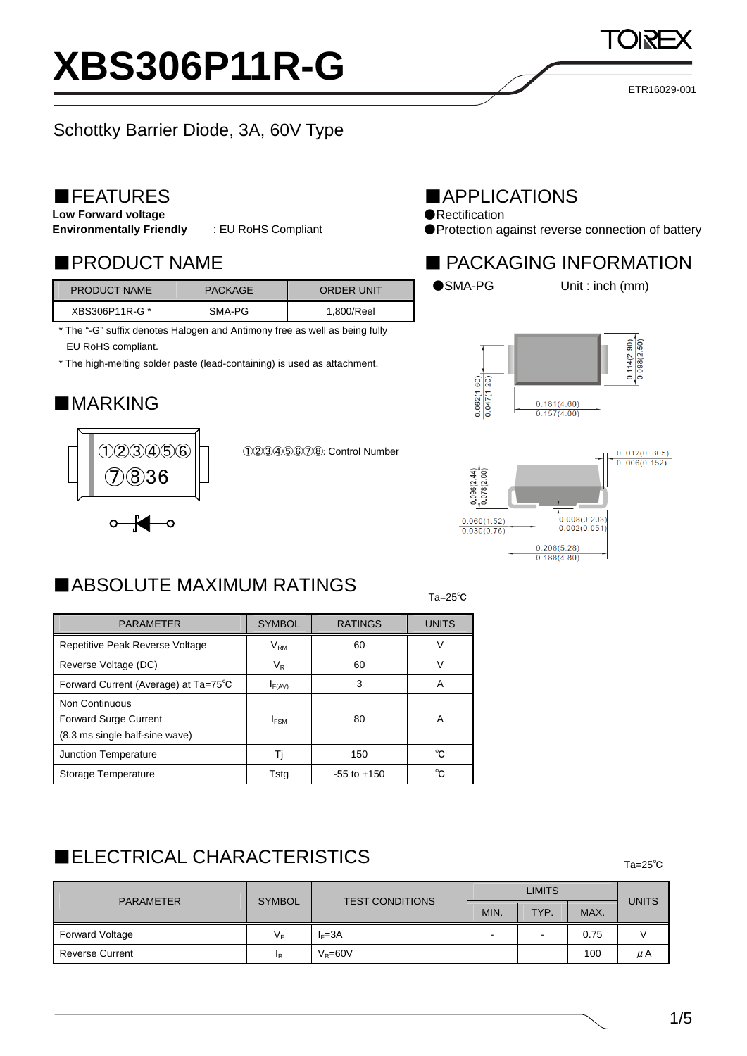# XBS306P11R-G

Schottky Barrier Diode, 3A, 60V Type

## ■FEATURES

**Low Forward voltage**
**Environmentally Friendly** : EU RoHS Compliant

## ■APPLICATIONS

●Rectification
●Protection against reverse connection of battery

## ■PRODUCT NAME

| PRODUCT NAME | PACKAGE | ORDER UNIT |
|---|---|---|
| XBS306P11R-G * | SMA-PG | 1,800/Reel |

* The "-G" suffix denotes Halogen and Antimony free as well as being fully EU RoHS compliant.
* The high-melting solder paste (lead-containing) is used as attachment.

## ■ PACKAGING INFORMATION

●SMA-PG Unit : inch (mm)

0.114(2.90)
0.098(2.50)
0.062(1.60)
0.047(1.20)
0.181(4.60)
0.157(4.00)
0.012(0.305)
0.006(0.152)
0.096(2.44)
0.078(2.00)
0.060(1.52)
0.030(0.76)
0.008(0.203)
0.002(0.051)
0.208(5.28)
0.188(4.80)

## ■MARKING

①②③④⑤⑥
⑦⑧36

①②③④⑤⑥⑦⑧: Control Number

## ■ABSOLUTE MAXIMUM RATINGS

Ta=25℃

| PARAMETER | SYMBOL | RATINGS | UNITS |
|---|---|---|---|
| Repetitive Peak Reverse Voltage | $V_{RM}$ | 60 | V |
| Reverse Voltage (DC) | $V_R$ | 60 | V |
| Forward Current (Average) at Ta=75℃ | $I_{F(AV)}$ | 3 | A |
| Non Continuous Forward Surge Current (8.3 ms single half-sine wave) | $I_{FSM}$ | 80 | A |
| Junction Temperature | Tj | 150 | ℃ |
| Storage Temperature | Tstg | -55 to +150 | ℃ |

## ■ELECTRICAL CHARACTERISTICS

Ta=25℃

| PARAMETER | SYMBOL | TEST CONDITIONS | LIMITS | | | UNITS |
|---|---|---|---|---|---|---|
| | | | MIN. | TYP. | MAX. | |
| Forward Voltage | $V_F$ | $I_F$=3A | - | - | 0.75 | V |
| Reverse Current | $I_R$ | $V_R$=60V | | | 100 | μA |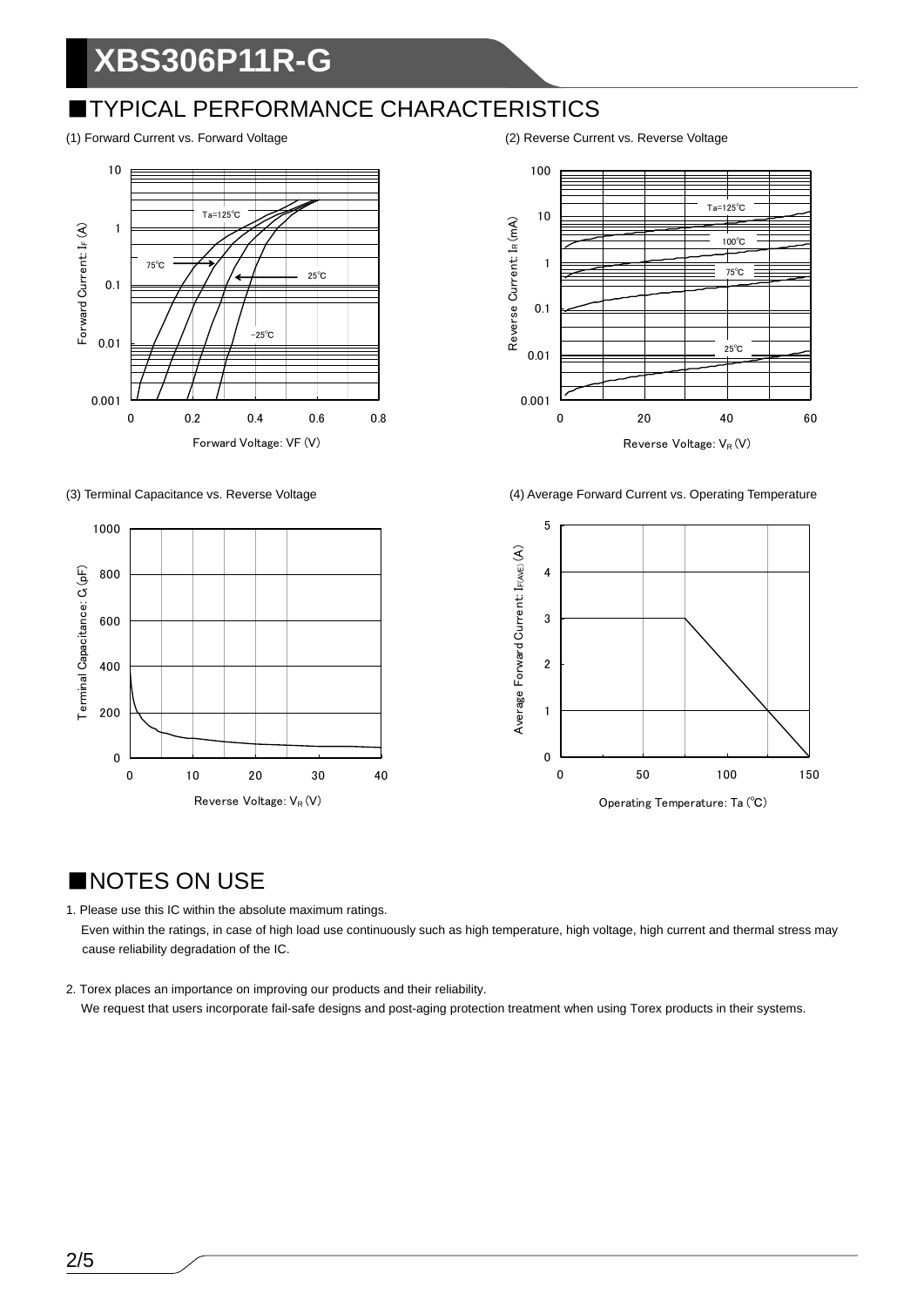# XBS306P11R-G

## ■TYPICAL PERFORMANCE CHARACTERISTICS

(1) Forward Current vs. Forward Voltage

(2) Reverse Current vs. Reverse Voltage

(3) Terminal Capacitance vs. Reverse Voltage

(4) Average Forward Current vs. Operating Temperature

## ■NOTES ON USE

1. Please use this IC within the absolute maximum ratings.
   Even within the ratings, in case of high load use continuously such as high temperature, high voltage, high current and thermal stress may cause reliability degradation of the IC.

2. Torex places an importance on improving our products and their reliability.
   We request that users incorporate fail-safe designs and post-aging protection treatment when using Torex products in their systems.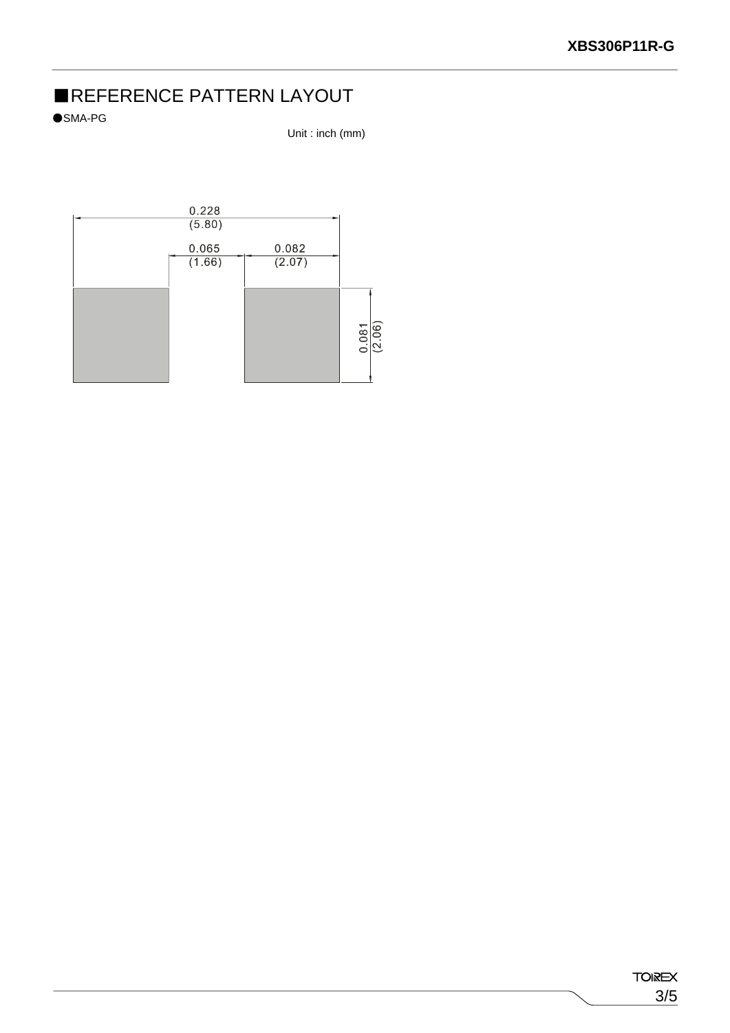## ■REFERENCE PATTERN LAYOUT

●SMA-PG

Unit : inch (mm)

0.228 (5.80)

0.065 (1.66)

0.082 (2.07)

0.081 (2.06)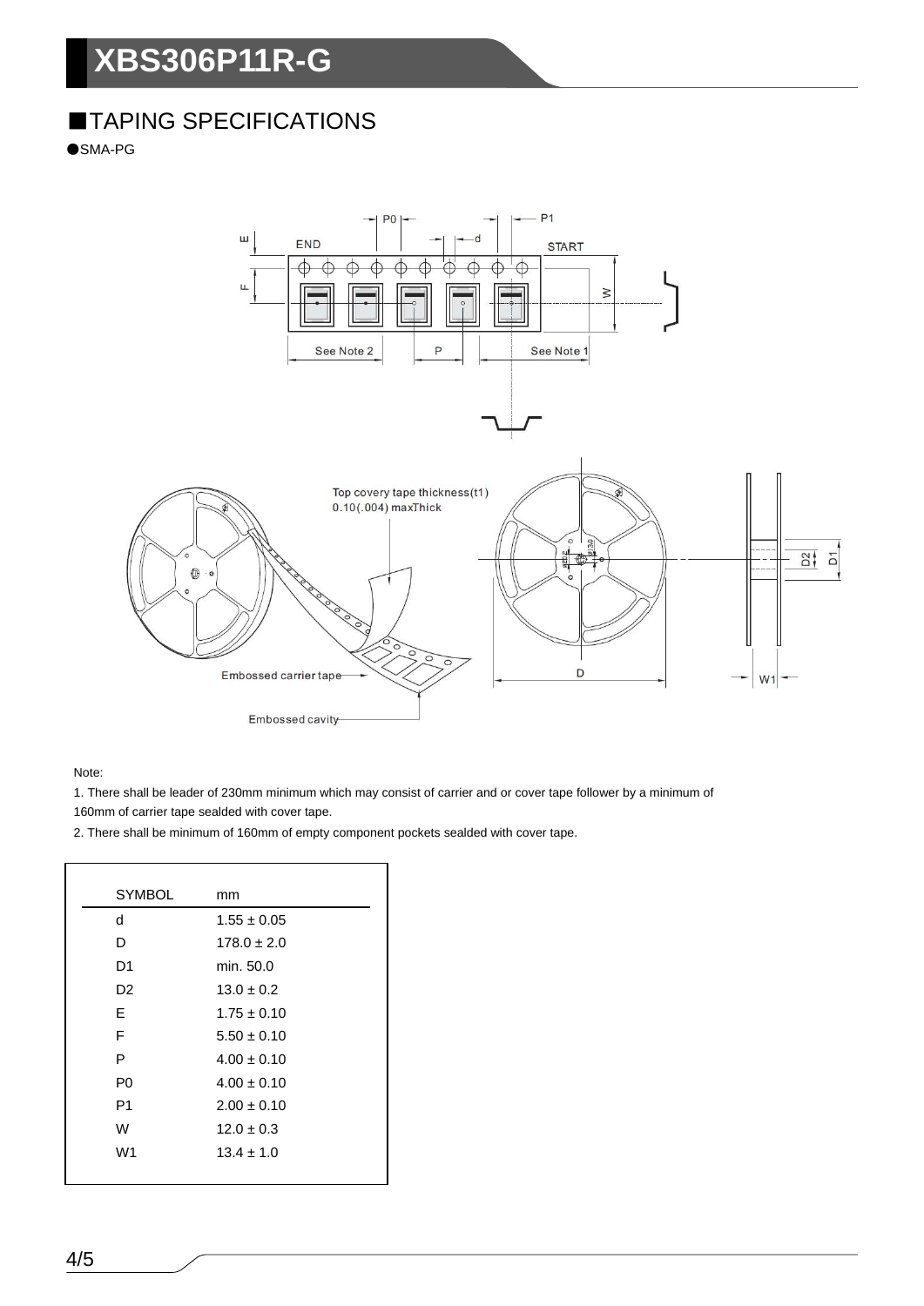# XBS306P11R-G

## ■TAPING SPECIFICATIONS

●SMA-PG

Note:

1. There shall be leader of 230mm minimum which may consist of carrier and or cover tape follower by a minimum of 160mm of carrier tape sealded with cover tape.

2. There shall be minimum of 160mm of empty component pockets sealded with cover tape.

| SYMBOL | mm |
|---|---|
| d | 1.55 ± 0.05 |
| D | 178.0 ± 2.0 |
| D1 | min. 50.0 |
| D2 | 13.0 ± 0.2 |
| E | 1.75 ± 0.10 |
| F | 5.50 ± 0.10 |
| P | 4.00 ± 0.10 |
| P0 | 4.00 ± 0.10 |
| P1 | 2.00 ± 0.10 |
| W | 12.0 ± 0.3 |
| W1 | 13.4 ± 1.0 |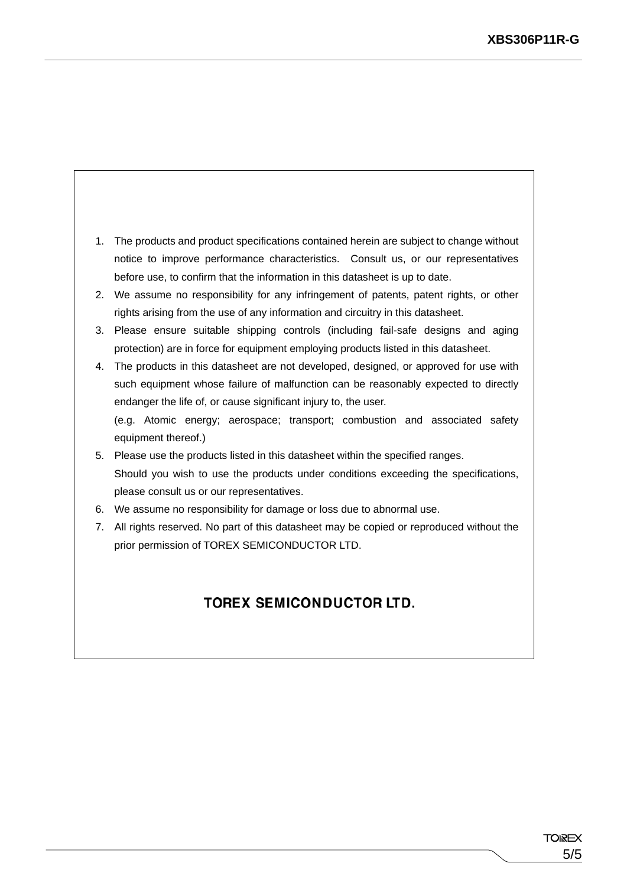1. The products and product specifications contained herein are subject to change without notice to improve performance characteristics. Consult us, or our representatives before use, to confirm that the information in this datasheet is up to date.
2. We assume no responsibility for any infringement of patents, patent rights, or other rights arising from the use of any information and circuitry in this datasheet.
3. Please ensure suitable shipping controls (including fail-safe designs and aging protection) are in force for equipment employing products listed in this datasheet.
4. The products in this datasheet are not developed, designed, or approved for use with such equipment whose failure of malfunction can be reasonably expected to directly endanger the life of, or cause significant injury to, the user.

   (e.g. Atomic energy; aerospace; transport; combustion and associated safety equipment thereof.)
5. Please use the products listed in this datasheet within the specified ranges.

   Should you wish to use the products under conditions exceeding the specifications, please consult us or our representatives.
6. We assume no responsibility for damage or loss due to abnormal use.
7. All rights reserved. No part of this datasheet may be copied or reproduced without the prior permission of TOREX SEMICONDUCTOR LTD.

**TOREX SEMICONDUCTOR LTD.**